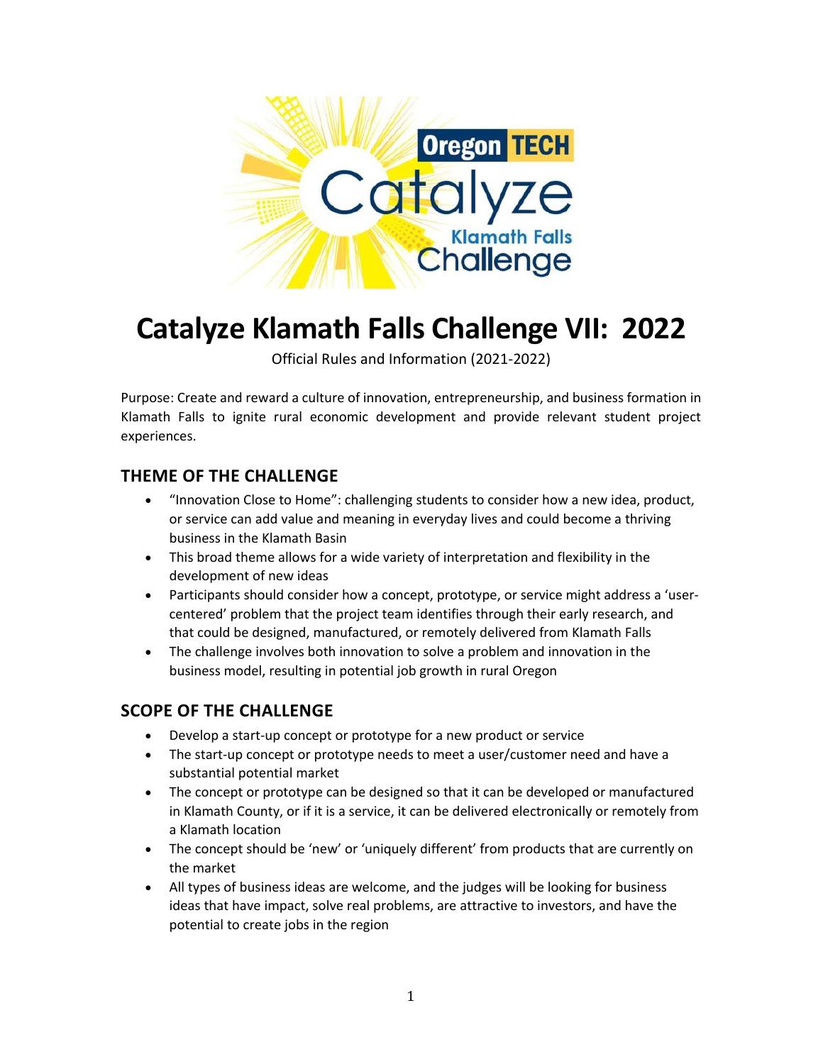# Catalyze Klamath Falls Challenge VII: 2022

Official Rules and Information (2021-2022)

Purpose: Create and reward a culture of innovation, entrepreneurship, and business formation in Klamath Falls to ignite rural economic development and provide relevant student project experiences.

## THEME OF THE CHALLENGE

- "Innovation Close to Home": challenging students to consider how a new idea, product, or service can add value and meaning in everyday lives and could become a thriving business in the Klamath Basin
- This broad theme allows for a wide variety of interpretation and flexibility in the development of new ideas
- Participants should consider how a concept, prototype, or service might address a 'user-centered' problem that the project team identifies through their early research, and that could be designed, manufactured, or remotely delivered from Klamath Falls
- The challenge involves both innovation to solve a problem and innovation in the business model, resulting in potential job growth in rural Oregon

## SCOPE OF THE CHALLENGE

- Develop a start-up concept or prototype for a new product or service
- The start-up concept or prototype needs to meet a user/customer need and have a substantial potential market
- The concept or prototype can be designed so that it can be developed or manufactured in Klamath County, or if it is a service, it can be delivered electronically or remotely from a Klamath location
- The concept should be 'new' or 'uniquely different' from products that are currently on the market
- All types of business ideas are welcome, and the judges will be looking for business ideas that have impact, solve real problems, are attractive to investors, and have the potential to create jobs in the region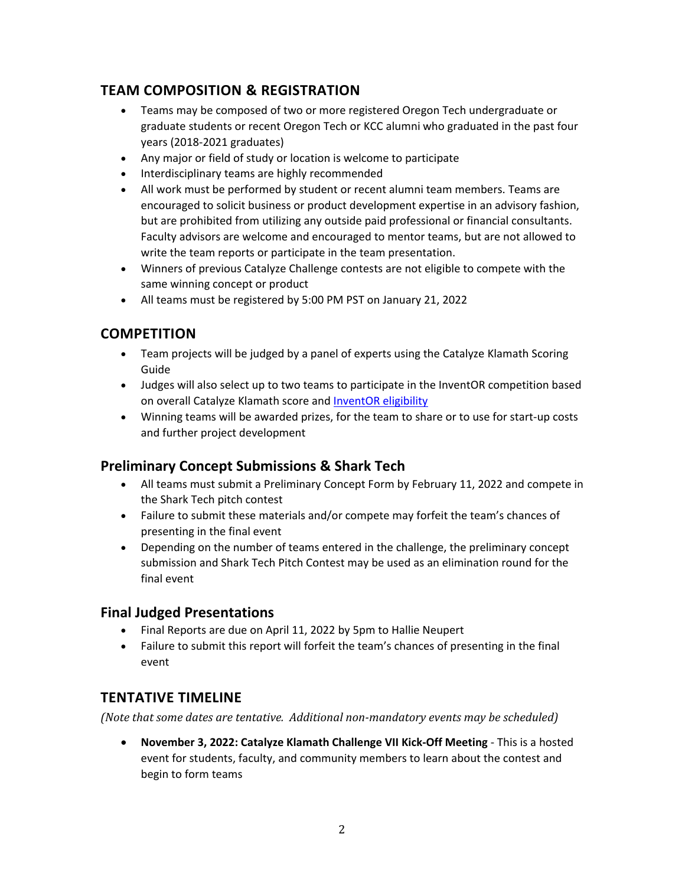## TEAM COMPOSITION & REGISTRATION

- Teams may be composed of two or more registered Oregon Tech undergraduate or graduate students or recent Oregon Tech or KCC alumni who graduated in the past four years (2018-2021 graduates)
- Any major or field of study or location is welcome to participate
- Interdisciplinary teams are highly recommended
- All work must be performed by student or recent alumni team members. Teams are encouraged to solicit business or product development expertise in an advisory fashion, but are prohibited from utilizing any outside paid professional or financial consultants. Faculty advisors are welcome and encouraged to mentor teams, but are not allowed to write the team reports or participate in the team presentation.
- Winners of previous Catalyze Challenge contests are not eligible to compete with the same winning concept or product
- All teams must be registered by 5:00 PM PST on January 21, 2022

## COMPETITION

- Team projects will be judged by a panel of experts using the Catalyze Klamath Scoring Guide
- Judges will also select up to two teams to participate in the InventOR competition based on overall Catalyze Klamath score and InventOR eligibility
- Winning teams will be awarded prizes, for the team to share or to use for start-up costs and further project development

## Preliminary Concept Submissions & Shark Tech

- All teams must submit a Preliminary Concept Form by February 11, 2022 and compete in the Shark Tech pitch contest
- Failure to submit these materials and/or compete may forfeit the team's chances of presenting in the final event
- Depending on the number of teams entered in the challenge, the preliminary concept submission and Shark Tech Pitch Contest may be used as an elimination round for the final event

## Final Judged Presentations

- Final Reports are due on April 11, 2022 by 5pm to Hallie Neupert
- Failure to submit this report will forfeit the team's chances of presenting in the final event

## TENTATIVE TIMELINE

*(Note that some dates are tentative. Additional non-mandatory events may be scheduled)*

- **November 3, 2022: Catalyze Klamath Challenge VII Kick-Off Meeting** - This is a hosted event for students, faculty, and community members to learn about the contest and begin to form teams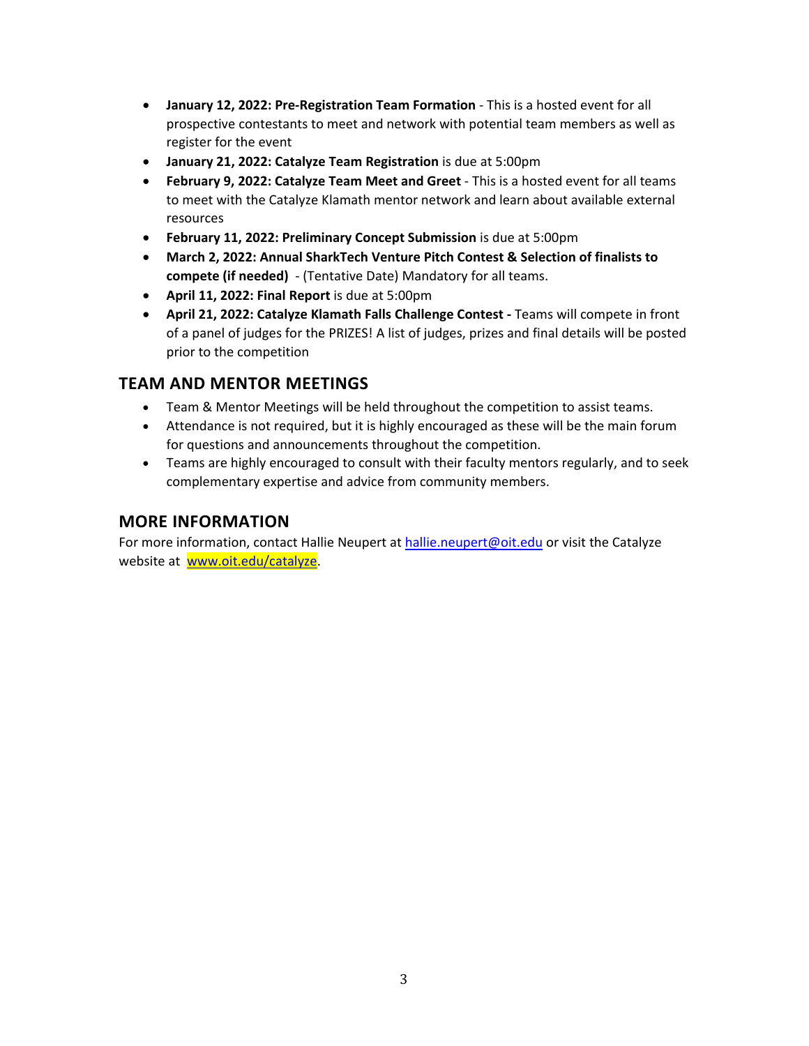- **January 12, 2022: Pre-Registration Team Formation** - This is a hosted event for all prospective contestants to meet and network with potential team members as well as register for the event
- **January 21, 2022: Catalyze Team Registration** is due at 5:00pm
- **February 9, 2022: Catalyze Team Meet and Greet** - This is a hosted event for all teams to meet with the Catalyze Klamath mentor network and learn about available external resources
- **February 11, 2022: Preliminary Concept Submission** is due at 5:00pm
- **March 2, 2022: Annual SharkTech Venture Pitch Contest & Selection of finalists to compete (if needed)** - (Tentative Date) Mandatory for all teams.
- **April 11, 2022: Final Report** is due at 5:00pm
- **April 21, 2022: Catalyze Klamath Falls Challenge Contest -** Teams will compete in front of a panel of judges for the PRIZES! A list of judges, prizes and final details will be posted prior to the competition

## TEAM AND MENTOR MEETINGS

- Team & Mentor Meetings will be held throughout the competition to assist teams.
- Attendance is not required, but it is highly encouraged as these will be the main forum for questions and announcements throughout the competition.
- Teams are highly encouraged to consult with their faculty mentors regularly, and to seek complementary expertise and advice from community members.

## MORE INFORMATION

For more information, contact Hallie Neupert at hallie.neupert@oit.edu or visit the Catalyze website at www.oit.edu/catalyze.